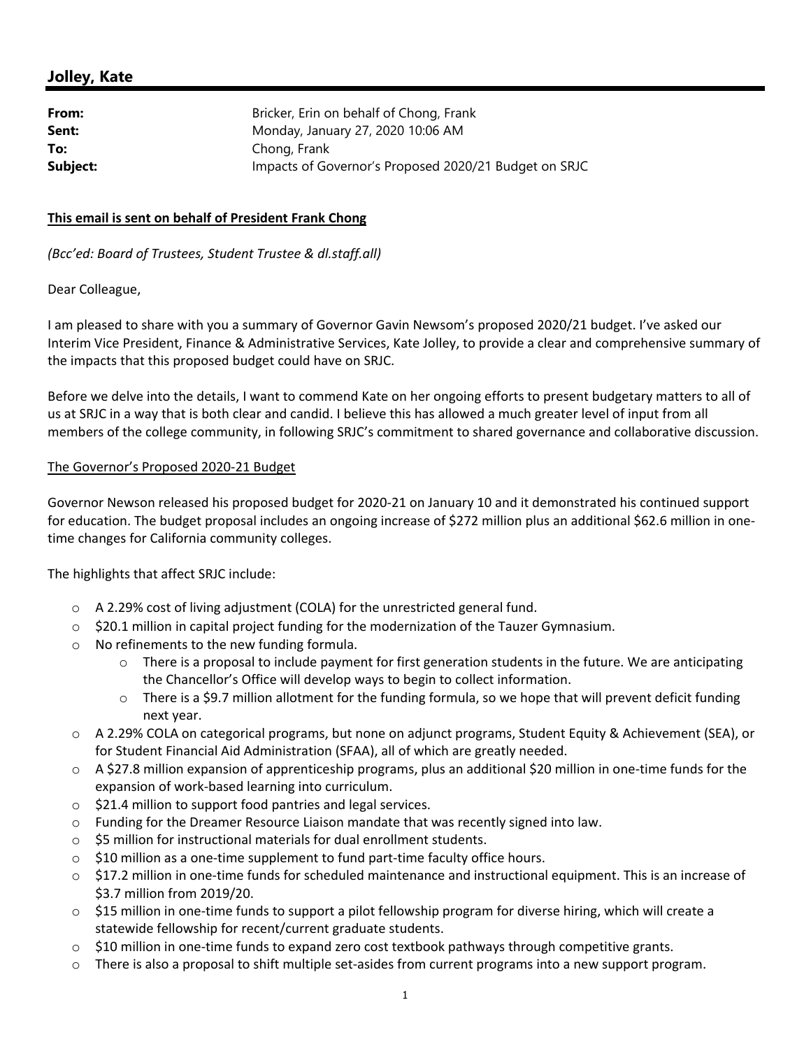## Jolley, Kate

**From:** Bricker, Erin on behalf of Chong, Frank
**Sent:** Monday, January 27, 2020 10:06 AM
**To:** Chong, Frank
**Subject:** Impacts of Governor's Proposed 2020/21 Budget on SRJC

**This email is sent on behalf of President Frank Chong**

*(Bcc'ed: Board of Trustees, Student Trustee & dl.staff.all)*

Dear Colleague,

I am pleased to share with you a summary of Governor Gavin Newsom's proposed 2020/21 budget. I've asked our Interim Vice President, Finance & Administrative Services, Kate Jolley, to provide a clear and comprehensive summary of the impacts that this proposed budget could have on SRJC.

Before we delve into the details, I want to commend Kate on her ongoing efforts to present budgetary matters to all of us at SRJC in a way that is both clear and candid. I believe this has allowed a much greater level of input from all members of the college community, in following SRJC's commitment to shared governance and collaborative discussion.

The Governor's Proposed 2020-21 Budget

Governor Newson released his proposed budget for 2020-21 on January 10 and it demonstrated his continued support for education. The budget proposal includes an ongoing increase of $272 million plus an additional $62.6 million in one-time changes for California community colleges.

The highlights that affect SRJC include:

- A 2.29% cost of living adjustment (COLA) for the unrestricted general fund.
- $20.1 million in capital project funding for the modernization of the Tauzer Gymnasium.
- No refinements to the new funding formula.
  - There is a proposal to include payment for first generation students in the future. We are anticipating the Chancellor's Office will develop ways to begin to collect information.
  - There is a $9.7 million allotment for the funding formula, so we hope that will prevent deficit funding next year.
- A 2.29% COLA on categorical programs, but none on adjunct programs, Student Equity & Achievement (SEA), or for Student Financial Aid Administration (SFAA), all of which are greatly needed.
- A $27.8 million expansion of apprenticeship programs, plus an additional $20 million in one-time funds for the expansion of work-based learning into curriculum.
- $21.4 million to support food pantries and legal services.
- Funding for the Dreamer Resource Liaison mandate that was recently signed into law.
- $5 million for instructional materials for dual enrollment students.
- $10 million as a one-time supplement to fund part-time faculty office hours.
- $17.2 million in one-time funds for scheduled maintenance and instructional equipment. This is an increase of $3.7 million from 2019/20.
- $15 million in one-time funds to support a pilot fellowship program for diverse hiring, which will create a statewide fellowship for recent/current graduate students.
- $10 million in one-time funds to expand zero cost textbook pathways through competitive grants.
- There is also a proposal to shift multiple set-asides from current programs into a new support program.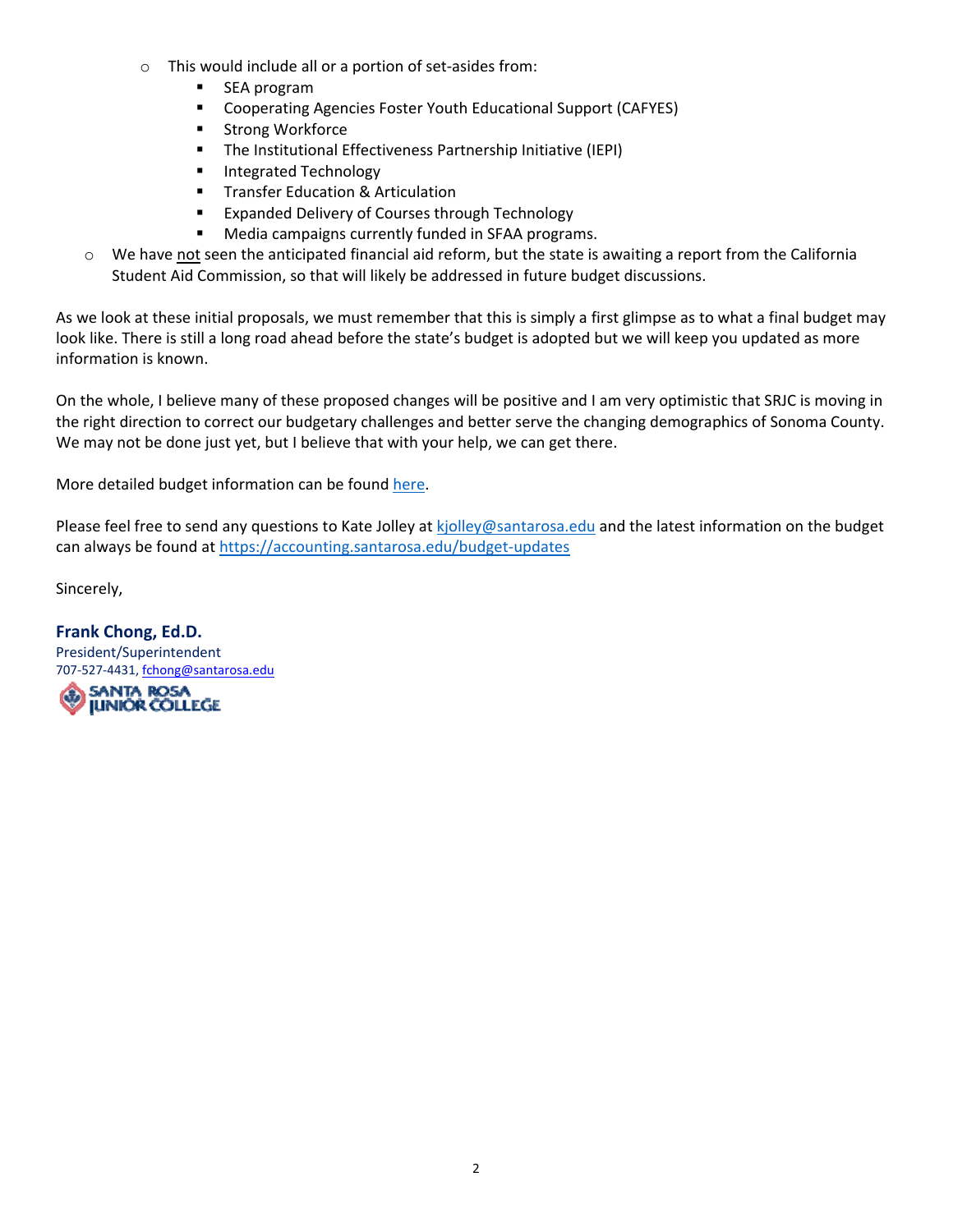- This would include all or a portion of set-asides from:
        - SEA program
        - Cooperating Agencies Foster Youth Educational Support (CAFYES)
        - Strong Workforce
        - The Institutional Effectiveness Partnership Initiative (IEPI)
        - Integrated Technology
        - Transfer Education & Articulation
        - Expanded Delivery of Courses through Technology
        - Media campaigns currently funded in SFAA programs.
- We have not seen the anticipated financial aid reform, but the state is awaiting a report from the California Student Aid Commission, so that will likely be addressed in future budget discussions.

As we look at these initial proposals, we must remember that this is simply a first glimpse as to what a final budget may look like. There is still a long road ahead before the state's budget is adopted but we will keep you updated as more information is known.

On the whole, I believe many of these proposed changes will be positive and I am very optimistic that SRJC is moving in the right direction to correct our budgetary challenges and better serve the changing demographics of Sonoma County. We may not be done just yet, but I believe that with your help, we can get there.

More detailed budget information can be found here.

Please feel free to send any questions to Kate Jolley at kjolley@santarosa.edu and the latest information on the budget can always be found at https://accounting.santarosa.edu/budget-updates

Sincerely,

**Frank Chong, Ed.D.**
President/Superintendent
707-527-4431, fchong@santarosa.edu
SANTA ROSA JUNIOR COLLEGE